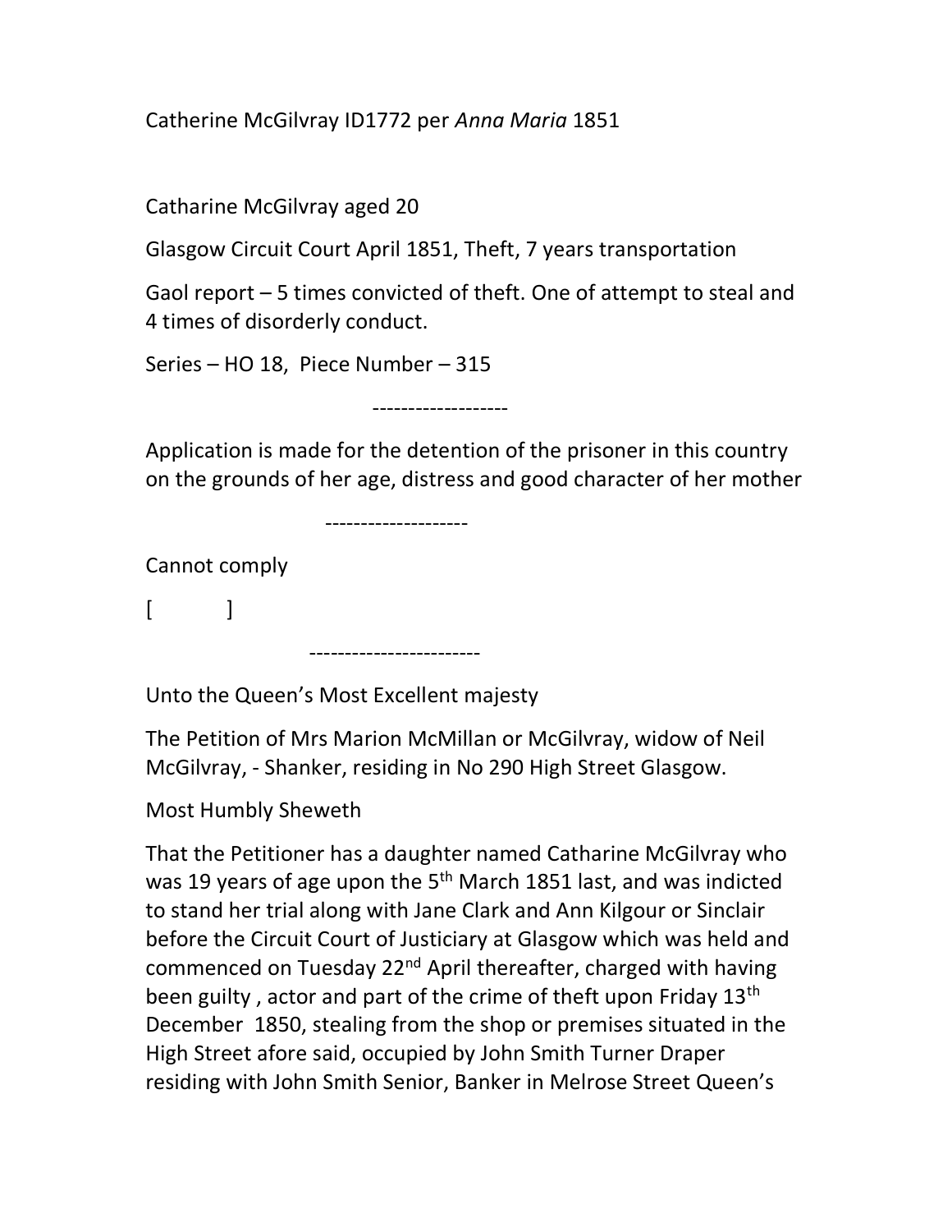Catherine McGilvray ID1772 per *Anna Maria* 1851

Catharine McGilvray aged 20

Glasgow Circuit Court April 1851, Theft, 7 years transportation

Gaol report – 5 times convicted of theft. One of attempt to steal and 4 times of disorderly conduct.

Series – HO 18, Piece Number – 315

-------------------

Application is made for the detention of the prisoner in this country on the grounds of her age, distress and good character of her mother

--------------------

Cannot comply

[ ]

------------------------

Unto the Queen's Most Excellent majesty

The Petition of Mrs Marion McMillan or McGilvray, widow of Neil McGilvray, - Shanker, residing in No 290 High Street Glasgow.

Most Humbly Sheweth

That the Petitioner has a daughter named Catharine McGilvray who was 19 years of age upon the 5th March 1851 last, and was indicted to stand her trial along with Jane Clark and Ann Kilgour or Sinclair before the Circuit Court of Justiciary at Glasgow which was held and commenced on Tuesday 22nd April thereafter, charged with having been guilty , actor and part of the crime of theft upon Friday 13th December 1850, stealing from the shop or premises situated in the High Street afore said, occupied by John Smith Turner Draper residing with John Smith Senior, Banker in Melrose Street Queen's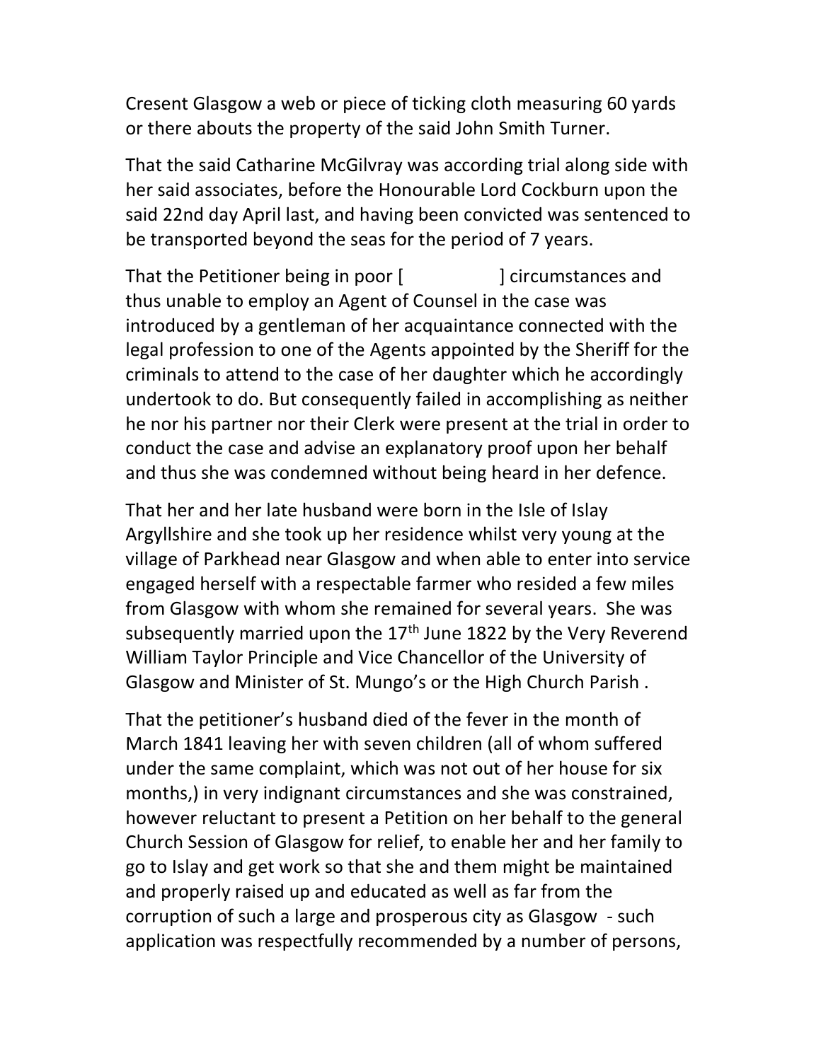Cresent Glasgow a web or piece of ticking cloth measuring 60 yards or there abouts the property of the said John Smith Turner.

That the said Catharine McGilvray was according trial along side with her said associates, before the Honourable Lord Cockburn upon the said 22nd day April last, and having been convicted was sentenced to be transported beyond the seas for the period of 7 years.

That the Petitioner being in poor [ ] circumstances and thus unable to employ an Agent of Counsel in the case was introduced by a gentleman of her acquaintance connected with the legal profession to one of the Agents appointed by the Sheriff for the criminals to attend to the case of her daughter which he accordingly undertook to do. But consequently failed in accomplishing as neither he nor his partner nor their Clerk were present at the trial in order to conduct the case and advise an explanatory proof upon her behalf and thus she was condemned without being heard in her defence.

That her and her late husband were born in the Isle of Islay Argyllshire and she took up her residence whilst very young at the village of Parkhead near Glasgow and when able to enter into service engaged herself with a respectable farmer who resided a few miles from Glasgow with whom she remained for several years. She was subsequently married upon the 17th June 1822 by the Very Reverend William Taylor Principle and Vice Chancellor of the University of Glasgow and Minister of St. Mungo's or the High Church Parish .

That the petitioner's husband died of the fever in the month of March 1841 leaving her with seven children (all of whom suffered under the same complaint, which was not out of her house for six months,) in very indignant circumstances and she was constrained, however reluctant to present a Petition on her behalf to the general Church Session of Glasgow for relief, to enable her and her family to go to Islay and get work so that she and them might be maintained and properly raised up and educated as well as far from the corruption of such a large and prosperous city as Glasgow - such application was respectfully recommended by a number of persons,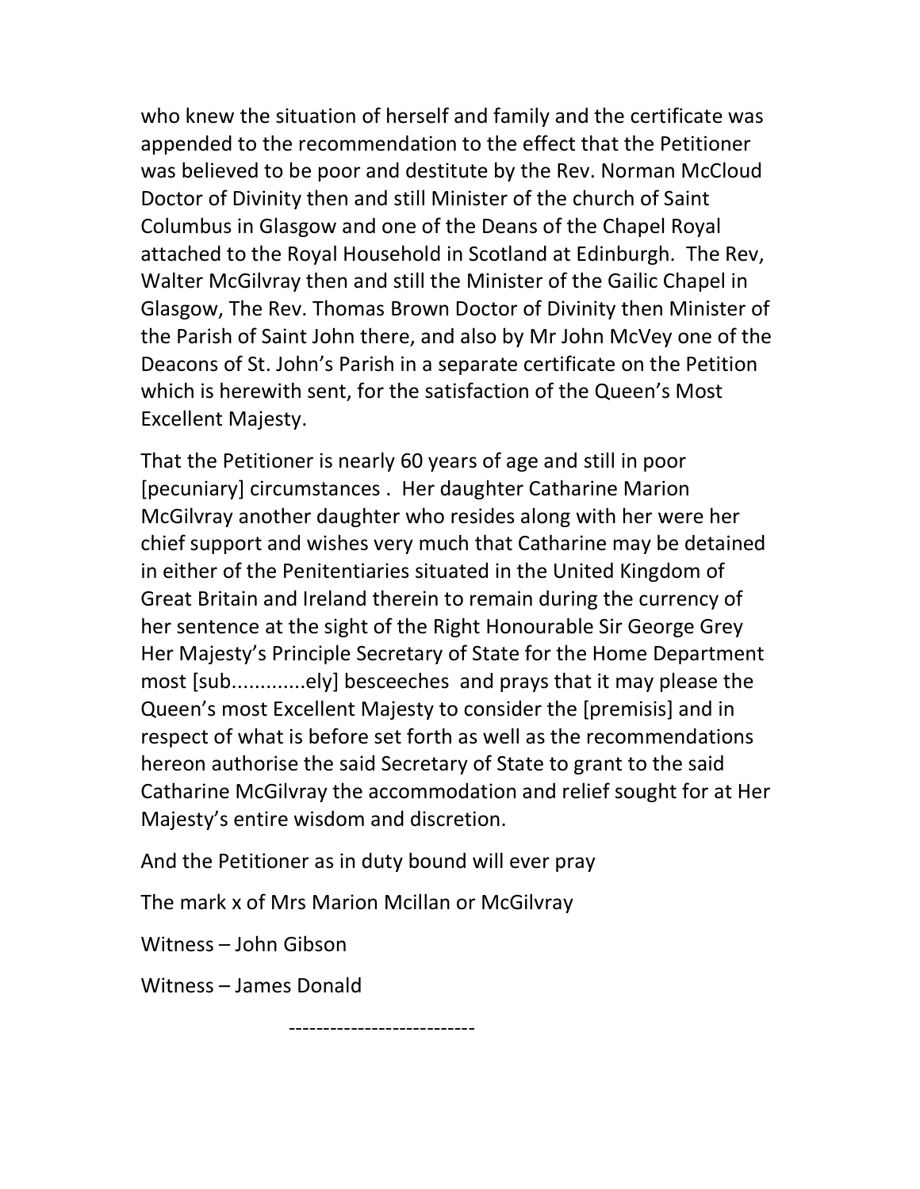who knew the situation of herself and family and the certificate was appended to the recommendation to the effect that the Petitioner was believed to be poor and destitute by the Rev. Norman McCloud Doctor of Divinity then and still Minister of the church of Saint Columbus in Glasgow and one of the Deans of the Chapel Royal attached to the Royal Household in Scotland at Edinburgh. The Rev, Walter McGilvray then and still the Minister of the Gailic Chapel in Glasgow, The Rev. Thomas Brown Doctor of Divinity then Minister of the Parish of Saint John there, and also by Mr John McVey one of the Deacons of St. John's Parish in a separate certificate on the Petition which is herewith sent, for the satisfaction of the Queen's Most Excellent Majesty.

That the Petitioner is nearly 60 years of age and still in poor [pecuniary] circumstances . Her daughter Catharine Marion McGilvray another daughter who resides along with her were her chief support and wishes very much that Catharine may be detained in either of the Penitentiaries situated in the United Kingdom of Great Britain and Ireland therein to remain during the currency of her sentence at the sight of the Right Honourable Sir George Grey Her Majesty's Principle Secretary of State for the Home Department most [sub.............ely] besceeches and prays that it may please the Queen's most Excellent Majesty to consider the [premisis] and in respect of what is before set forth as well as the recommendations hereon authorise the said Secretary of State to grant to the said Catharine McGilvray the accommodation and relief sought for at Her Majesty's entire wisdom and discretion.

And the Petitioner as in duty bound will ever pray

The mark x of Mrs Marion Mcillan or McGilvray

Witness – John Gibson

Witness – James Donald

---------------------------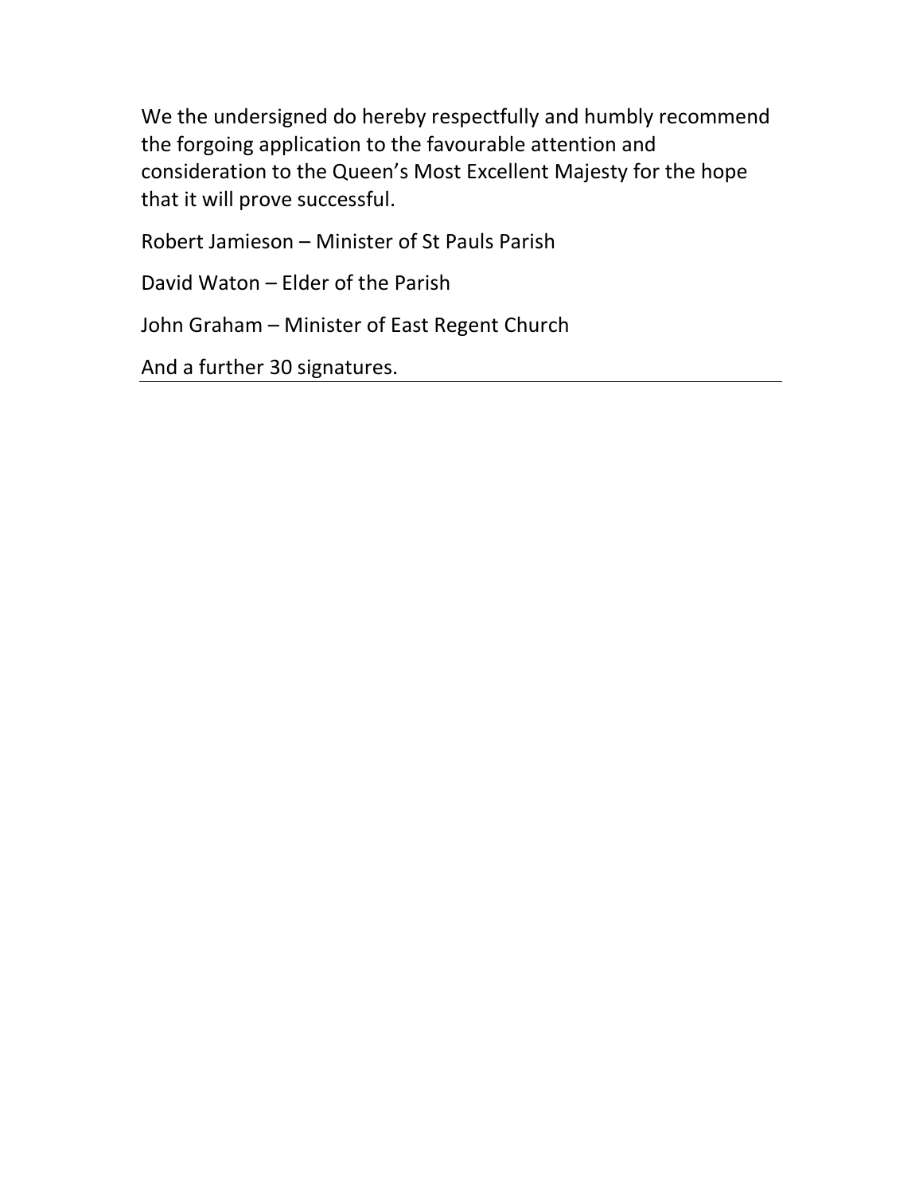We the undersigned do hereby respectfully and humbly recommend the forgoing application to the favourable attention and consideration to the Queen's Most Excellent Majesty for the hope that it will prove successful.

Robert Jamieson – Minister of St Pauls Parish

David Waton – Elder of the Parish

John Graham – Minister of East Regent Church

And a further 30 signatures.

---